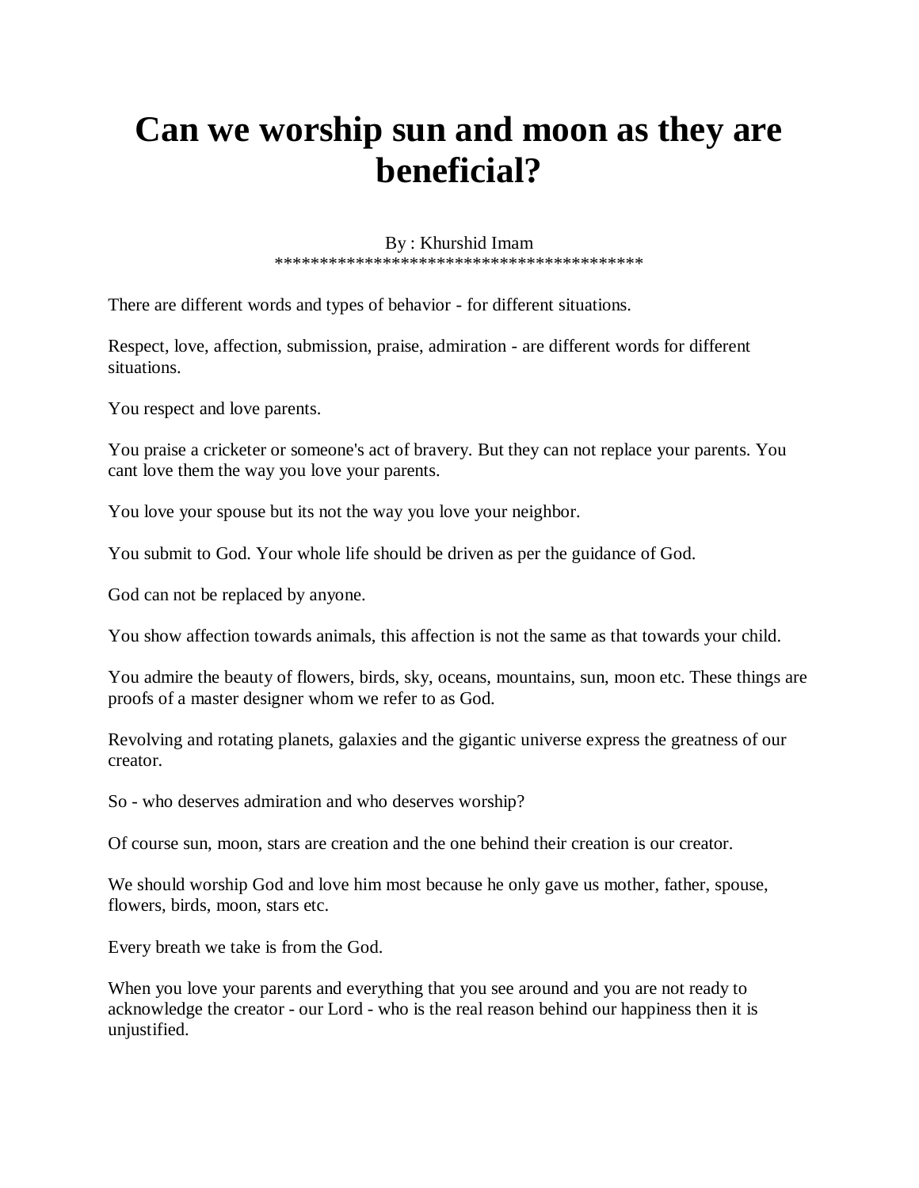# Can we worship sun and moon as they are beneficial?

By : Khurshid Imam
******************************************

There are different words and types of behavior - for different situations.

Respect, love, affection, submission, praise, admiration - are different words for different situations.

You respect and love parents.

You praise a cricketer or someone's act of bravery. But they can not replace your parents. You cant love them the way you love your parents.

You love your spouse but its not the way you love your neighbor.

You submit to God. Your whole life should be driven as per the guidance of God.

God can not be replaced by anyone.

You show affection towards animals, this affection is not the same as that towards your child.

You admire the beauty of flowers, birds, sky, oceans, mountains, sun, moon etc. These things are proofs of a master designer whom we refer to as God.

Revolving and rotating planets, galaxies and the gigantic universe express the greatness of our creator.

So - who deserves admiration and who deserves worship?

Of course sun, moon, stars are creation and the one behind their creation is our creator.

We should worship God and love him most because he only gave us mother, father, spouse, flowers, birds, moon, stars etc.

Every breath we take is from the God.

When you love your parents and everything that you see around and you are not ready to acknowledge the creator - our Lord - who is the real reason behind our happiness then it is unjustified.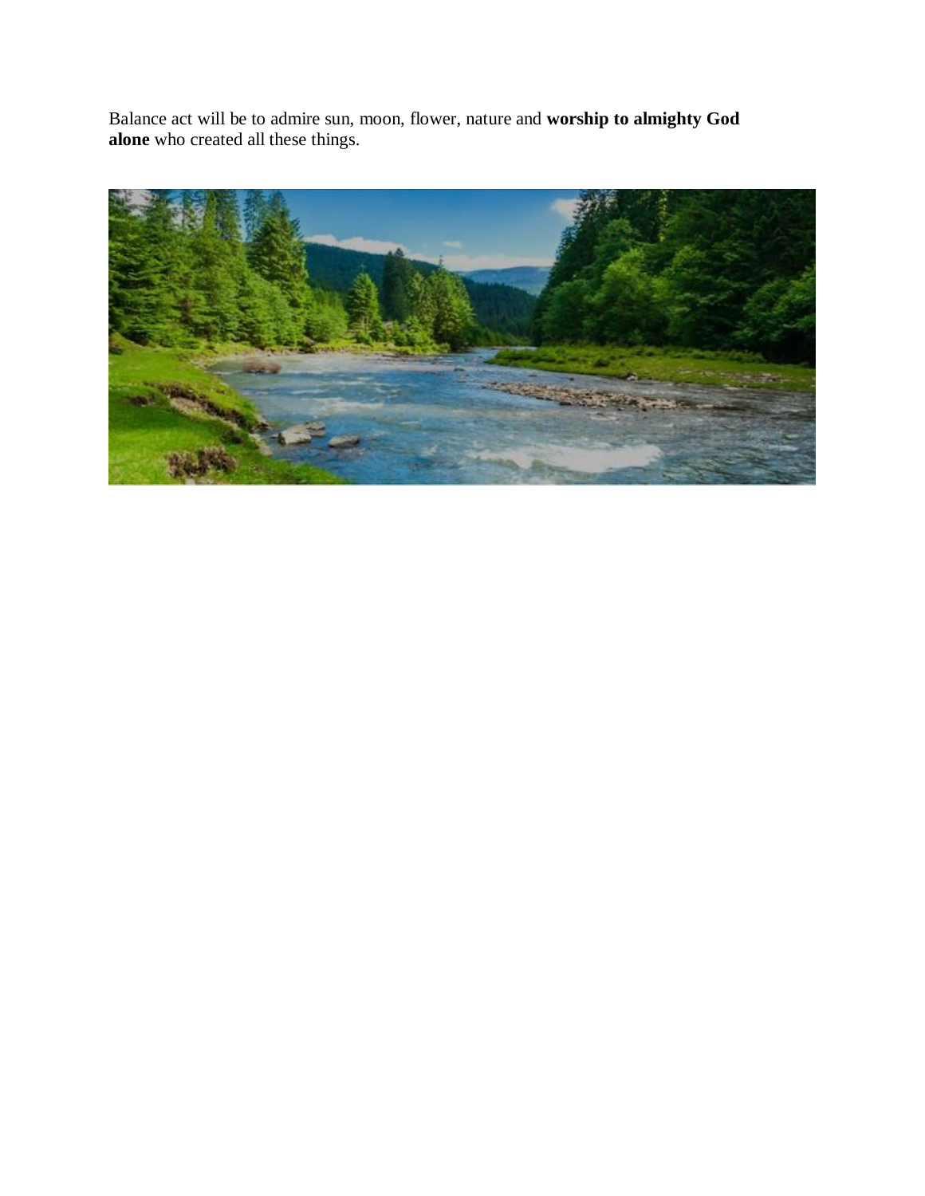Balance act will be to admire sun, moon, flower, nature and **worship to almighty God alone** who created all these things.